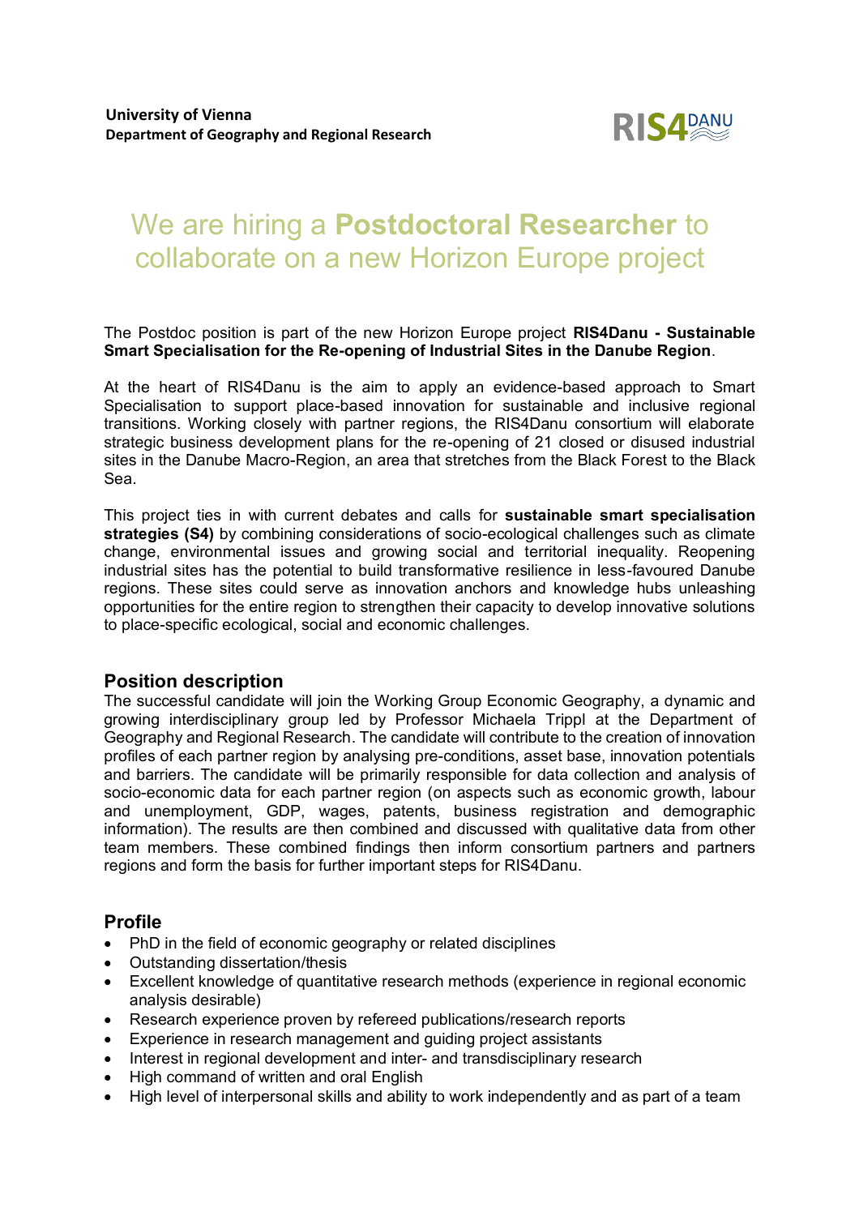**University of Vienna**
**Department of Geography and Regional Research**

RIS4DANU

# We are hiring a **Postdoctoral Researcher** to collaborate on a new Horizon Europe project

The Postdoc position is part of the new Horizon Europe project **RIS4Danu - Sustainable Smart Specialisation for the Re-opening of Industrial Sites in the Danube Region**.

At the heart of RIS4Danu is the aim to apply an evidence-based approach to Smart Specialisation to support place-based innovation for sustainable and inclusive regional transitions. Working closely with partner regions, the RIS4Danu consortium will elaborate strategic business development plans for the re-opening of 21 closed or disused industrial sites in the Danube Macro-Region, an area that stretches from the Black Forest to the Black Sea.

This project ties in with current debates and calls for **sustainable smart specialisation strategies (S4)** by combining considerations of socio-ecological challenges such as climate change, environmental issues and growing social and territorial inequality. Reopening industrial sites has the potential to build transformative resilience in less-favoured Danube regions. These sites could serve as innovation anchors and knowledge hubs unleashing opportunities for the entire region to strengthen their capacity to develop innovative solutions to place-specific ecological, social and economic challenges.

## Position description

The successful candidate will join the Working Group Economic Geography, a dynamic and growing interdisciplinary group led by Professor Michaela Trippl at the Department of Geography and Regional Research. The candidate will contribute to the creation of innovation profiles of each partner region by analysing pre-conditions, asset base, innovation potentials and barriers. The candidate will be primarily responsible for data collection and analysis of socio-economic data for each partner region (on aspects such as economic growth, labour and unemployment, GDP, wages, patents, business registration and demographic information). The results are then combined and discussed with qualitative data from other team members. These combined findings then inform consortium partners and partners regions and form the basis for further important steps for RIS4Danu.

## Profile

- PhD in the field of economic geography or related disciplines
- Outstanding dissertation/thesis
- Excellent knowledge of quantitative research methods (experience in regional economic analysis desirable)
- Research experience proven by refereed publications/research reports
- Experience in research management and guiding project assistants
- Interest in regional development and inter- and transdisciplinary research
- High command of written and oral English
- High level of interpersonal skills and ability to work independently and as part of a team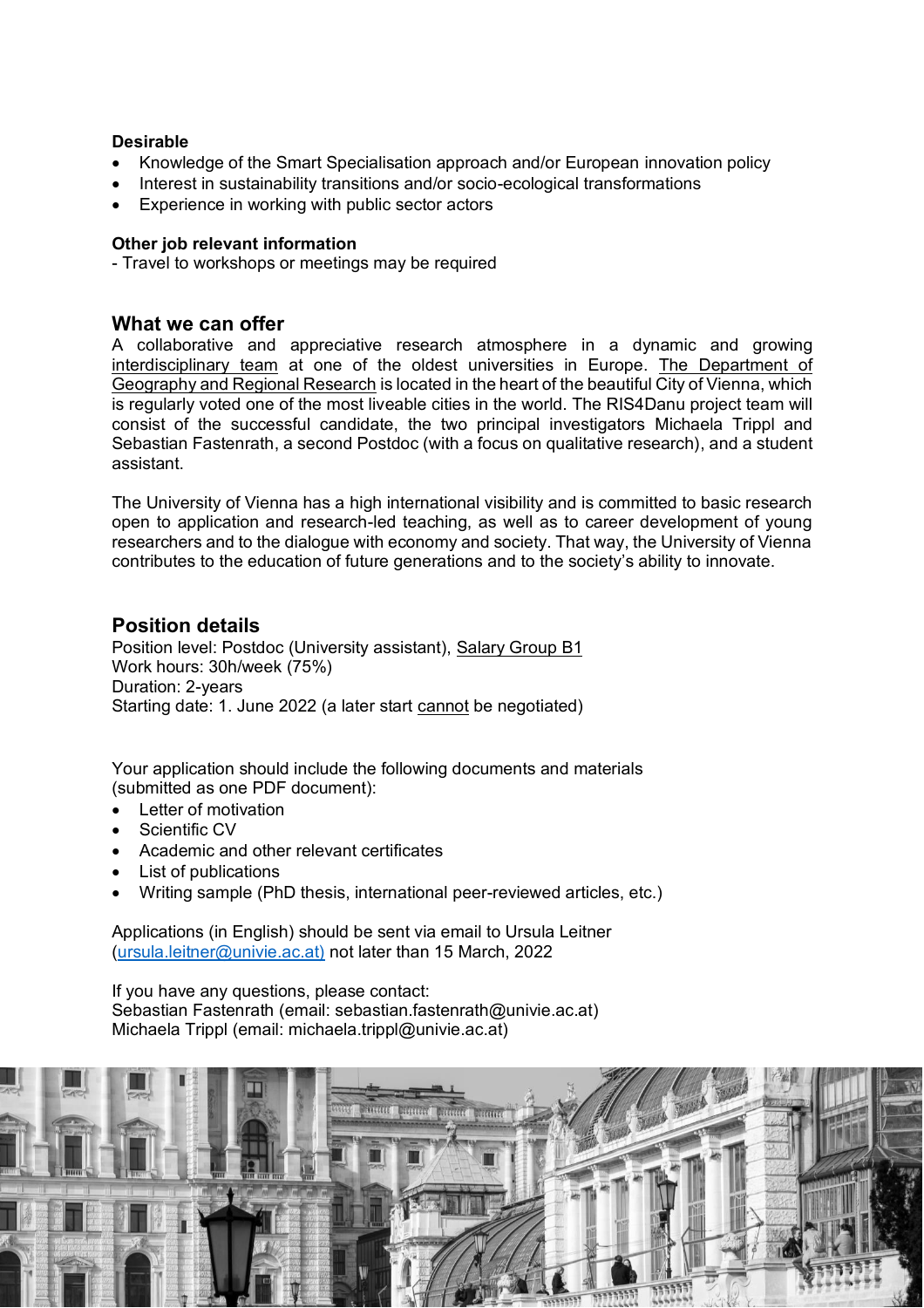**Desirable**

- Knowledge of the Smart Specialisation approach and/or European innovation policy
- Interest in sustainability transitions and/or socio-ecological transformations
- Experience in working with public sector actors

**Other job relevant information**

- Travel to workshops or meetings may be required

## What we can offer

A collaborative and appreciative research atmosphere in a dynamic and growing interdisciplinary team at one of the oldest universities in Europe. The Department of Geography and Regional Research is located in the heart of the beautiful City of Vienna, which is regularly voted one of the most liveable cities in the world. The RIS4Danu project team will consist of the successful candidate, the two principal investigators Michaela Trippl and Sebastian Fastenrath, a second Postdoc (with a focus on qualitative research), and a student assistant.

The University of Vienna has a high international visibility and is committed to basic research open to application and research-led teaching, as well as to career development of young researchers and to the dialogue with economy and society. That way, the University of Vienna contributes to the education of future generations and to the society's ability to innovate.

## Position details

Position level: Postdoc (University assistant), Salary Group B1
Work hours: 30h/week (75%)
Duration: 2-years
Starting date: 1. June 2022 (a later start cannot be negotiated)

Your application should include the following documents and materials (submitted as one PDF document):

- Letter of motivation
- Scientific CV
- Academic and other relevant certificates
- List of publications
- Writing sample (PhD thesis, international peer-reviewed articles, etc.)

Applications (in English) should be sent via email to Ursula Leitner (ursula.leitner@univie.ac.at) not later than 15 March, 2022

If you have any questions, please contact:
Sebastian Fastenrath (email: sebastian.fastenrath@univie.ac.at)
Michaela Trippl (email: michaela.trippl@univie.ac.at)